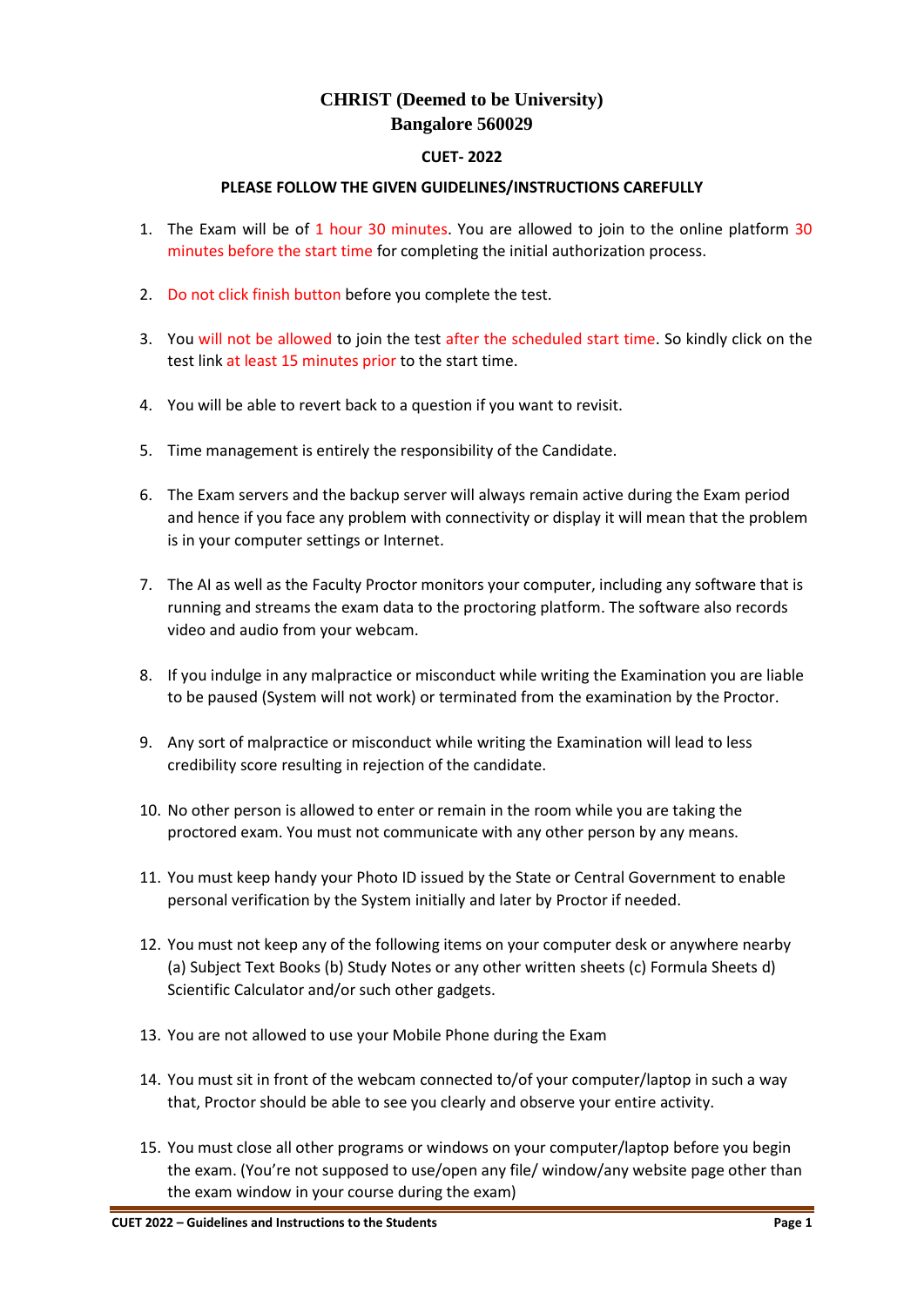# CHRIST (Deemed to be University)
# Bangalore 560029

### CUET- 2022

### PLEASE FOLLOW THE GIVEN GUIDELINES/INSTRUCTIONS CAREFULLY

1. The Exam will be of 1 hour 30 minutes. You are allowed to join to the online platform 30 minutes before the start time for completing the initial authorization process.

2. Do not click finish button before you complete the test.

3. You will not be allowed to join the test after the scheduled start time. So kindly click on the test link at least 15 minutes prior to the start time.

4. You will be able to revert back to a question if you want to revisit.

5. Time management is entirely the responsibility of the Candidate.

6. The Exam servers and the backup server will always remain active during the Exam period and hence if you face any problem with connectivity or display it will mean that the problem is in your computer settings or Internet.

7. The AI as well as the Faculty Proctor monitors your computer, including any software that is running and streams the exam data to the proctoring platform. The software also records video and audio from your webcam.

8. If you indulge in any malpractice or misconduct while writing the Examination you are liable to be paused (System will not work) or terminated from the examination by the Proctor.

9. Any sort of malpractice or misconduct while writing the Examination will lead to less credibility score resulting in rejection of the candidate.

10. No other person is allowed to enter or remain in the room while you are taking the proctored exam. You must not communicate with any other person by any means.

11. You must keep handy your Photo ID issued by the State or Central Government to enable personal verification by the System initially and later by Proctor if needed.

12. You must not keep any of the following items on your computer desk or anywhere nearby (a) Subject Text Books (b) Study Notes or any other written sheets (c) Formula Sheets d) Scientific Calculator and/or such other gadgets.

13. You are not allowed to use your Mobile Phone during the Exam

14. You must sit in front of the webcam connected to/of your computer/laptop in such a way that, Proctor should be able to see you clearly and observe your entire activity.

15. You must close all other programs or windows on your computer/laptop before you begin the exam. (You're not supposed to use/open any file/ window/any website page other than the exam window in your course during the exam)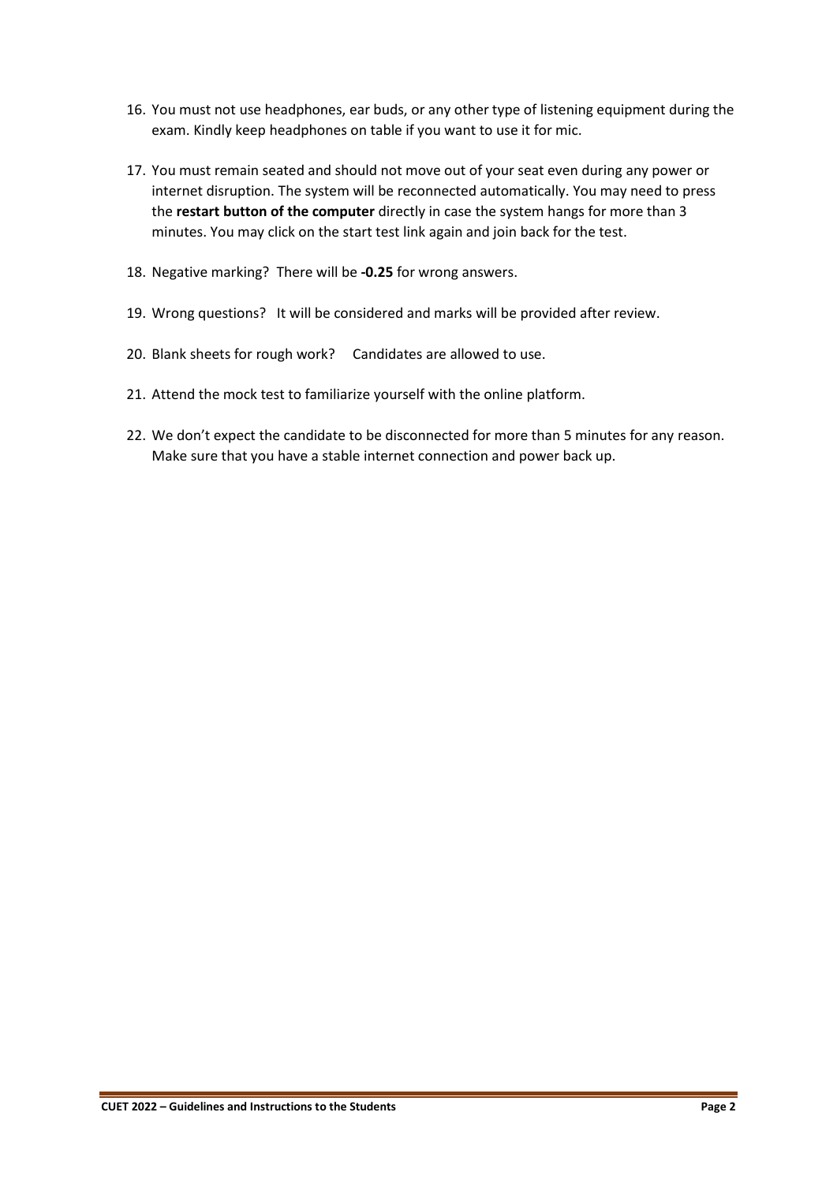16. You must not use headphones, ear buds, or any other type of listening equipment during the exam. Kindly keep headphones on table if you want to use it for mic.

17. You must remain seated and should not move out of your seat even during any power or internet disruption. The system will be reconnected automatically. You may need to press the **restart button of the computer** directly in case the system hangs for more than 3 minutes. You may click on the start test link again and join back for the test.

18. Negative marking? There will be **-0.25** for wrong answers.

19. Wrong questions? It will be considered and marks will be provided after review.

20. Blank sheets for rough work? Candidates are allowed to use.

21. Attend the mock test to familiarize yourself with the online platform.

22. We don't expect the candidate to be disconnected for more than 5 minutes for any reason. Make sure that you have a stable internet connection and power back up.